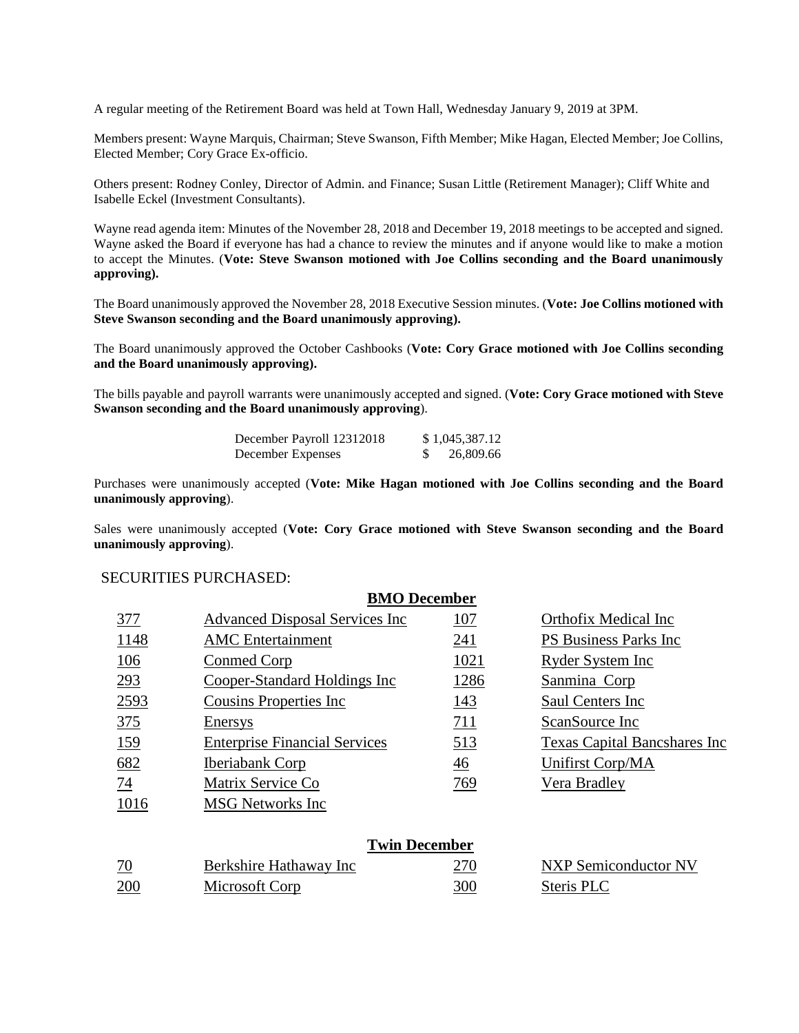A regular meeting of the Retirement Board was held at Town Hall, Wednesday January 9, 2019 at 3PM.

Members present: Wayne Marquis, Chairman; Steve Swanson, Fifth Member; Mike Hagan, Elected Member; Joe Collins, Elected Member; Cory Grace Ex-officio.

Others present: Rodney Conley, Director of Admin. and Finance; Susan Little (Retirement Manager); Cliff White and Isabelle Eckel (Investment Consultants).

Wayne read agenda item: Minutes of the November 28, 2018 and December 19, 2018 meetings to be accepted and signed. Wayne asked the Board if everyone has had a chance to review the minutes and if anyone would like to make a motion to accept the Minutes. (**Vote: Steve Swanson motioned with Joe Collins seconding and the Board unanimously approving).**

The Board unanimously approved the November 28, 2018 Executive Session minutes. (**Vote: Joe Collins motioned with Steve Swanson seconding and the Board unanimously approving).**

The Board unanimously approved the October Cashbooks (**Vote: Cory Grace motioned with Joe Collins seconding and the Board unanimously approving).**

The bills payable and payroll warrants were unanimously accepted and signed. (**Vote: Cory Grace motioned with Steve Swanson seconding and the Board unanimously approving**).

| | |
|---|---|
| December Payroll 12312018 | $ 1,045,387.12 |
| December Expenses | $ 26,809.66 |

Purchases were unanimously accepted (**Vote: Mike Hagan motioned with Joe Collins seconding and the Board unanimously approving**).

Sales were unanimously accepted (**Vote: Cory Grace motioned with Steve Swanson seconding and the Board unanimously approving**).

SECURITIES PURCHASED:

**BMO December**

| | | | |
|---|---|---|---|
| 377 | Advanced Disposal Services Inc | 107 | Orthofix Medical Inc |
| 1148 | AMC Entertainment | 241 | PS Business Parks Inc |
| 106 | Conmed Corp | 1021 | Ryder System Inc |
| 293 | Cooper-Standard Holdings Inc | 1286 | Sanmina Corp |
| 2593 | Cousins Properties Inc | 143 | Saul Centers Inc |
| 375 | Enersys | 711 | ScanSource Inc |
| 159 | Enterprise Financial Services | 513 | Texas Capital Bancshares Inc |
| 682 | Iberiabank Corp | 46 | Unifirst Corp/MA |
| 74 | Matrix Service Co | 769 | Vera Bradley |
| 1016 | MSG Networks Inc | | |

**Twin December**

| | | | |
|---|---|---|---|
| 70 | Berkshire Hathaway Inc | 270 | NXP Semiconductor NV |
| 200 | Microsoft Corp | 300 | Steris PLC |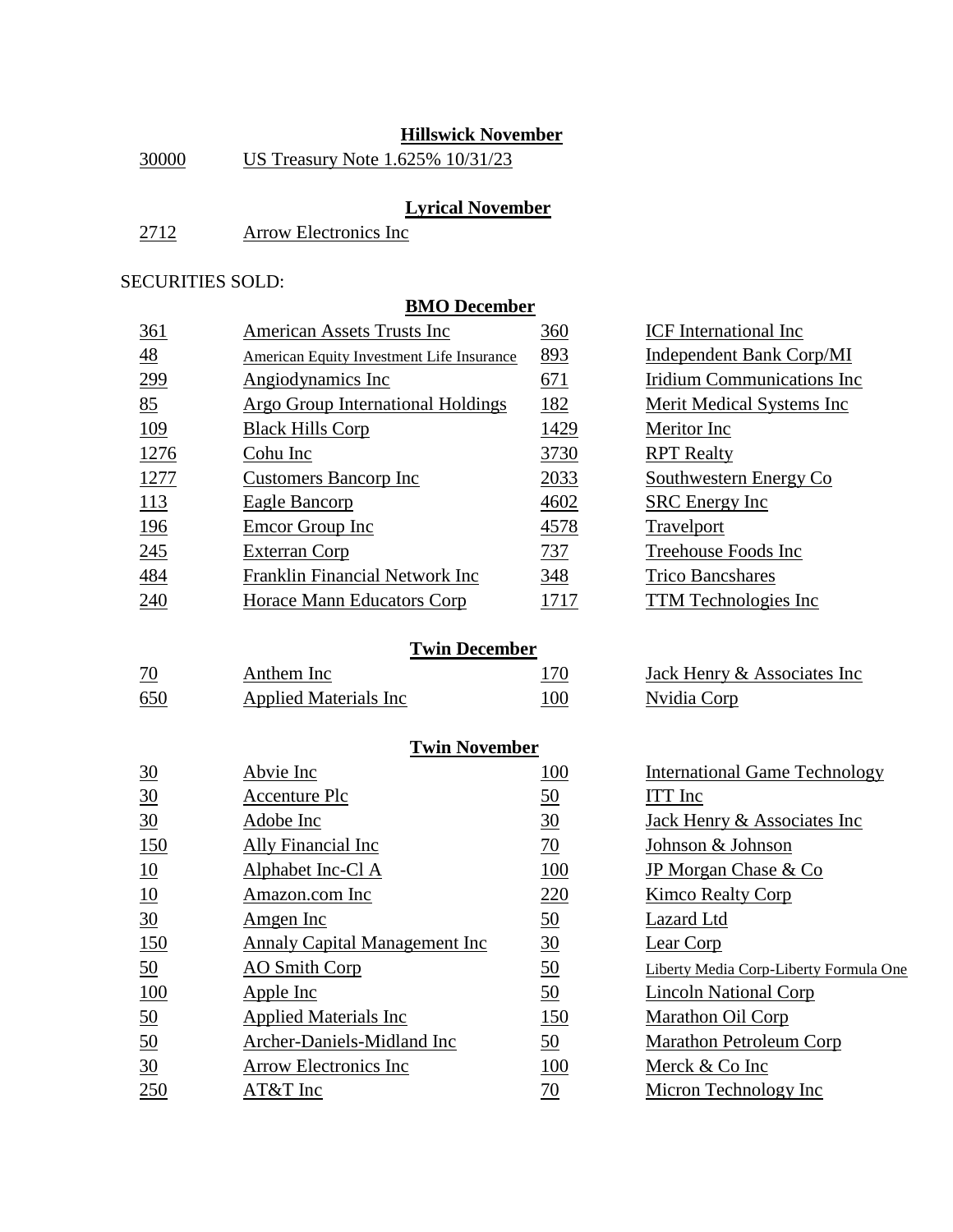**Hillswick November**

| | |
|---|---|
| 30000 | US Treasury Note 1.625% 10/31/23 |

**Lyrical November**

| | |
|---|---|
| 2712 | Arrow Electronics Inc |

SECURITIES SOLD:

**BMO December**

| | | | |
|---|---|---|---|
| 361 | American Assets Trusts Inc | 360 | ICF International Inc |
| 48 | American Equity Investment Life Insurance | 893 | Independent Bank Corp/MI |
| 299 | Angiodynamics Inc | 671 | Iridium Communications Inc |
| 85 | Argo Group International Holdings | 182 | Merit Medical Systems Inc |
| 109 | Black Hills Corp | 1429 | Meritor Inc |
| 1276 | Cohu Inc | 3730 | RPT Realty |
| 1277 | Customers Bancorp Inc | 2033 | Southwestern Energy Co |
| 113 | Eagle Bancorp | 4602 | SRC Energy Inc |
| 196 | Emcor Group Inc | 4578 | Travelport |
| 245 | Exterran Corp | 737 | Treehouse Foods Inc |
| 484 | Franklin Financial Network Inc | 348 | Trico Bancshares |
| 240 | Horace Mann Educators Corp | 1717 | TTM Technologies Inc |

**Twin December**

| | | | |
|---|---|---|---|
| 70 | Anthem Inc | 170 | Jack Henry & Associates Inc |
| 650 | Applied Materials Inc | 100 | Nvidia Corp |

**Twin November**

| | | | |
|---|---|---|---|
| 30 | Abvie Inc | 100 | International Game Technology |
| 30 | Accenture Plc | 50 | ITT Inc |
| 30 | Adobe Inc | 30 | Jack Henry & Associates Inc |
| 150 | Ally Financial Inc | 70 | Johnson & Johnson |
| 10 | Alphabet Inc-Cl A | 100 | JP Morgan Chase & Co |
| 10 | Amazon.com Inc | 220 | Kimco Realty Corp |
| 30 | Amgen Inc | 50 | Lazard Ltd |
| 150 | Annaly Capital Management Inc | 30 | Lear Corp |
| 50 | AO Smith Corp | 50 | Liberty Media Corp-Liberty Formula One |
| 100 | Apple Inc | 50 | Lincoln National Corp |
| 50 | Applied Materials Inc | 150 | Marathon Oil Corp |
| 50 | Archer-Daniels-Midland Inc | 50 | Marathon Petroleum Corp |
| 30 | Arrow Electronics Inc | 100 | Merck & Co Inc |
| 250 | AT&T Inc | 70 | Micron Technology Inc |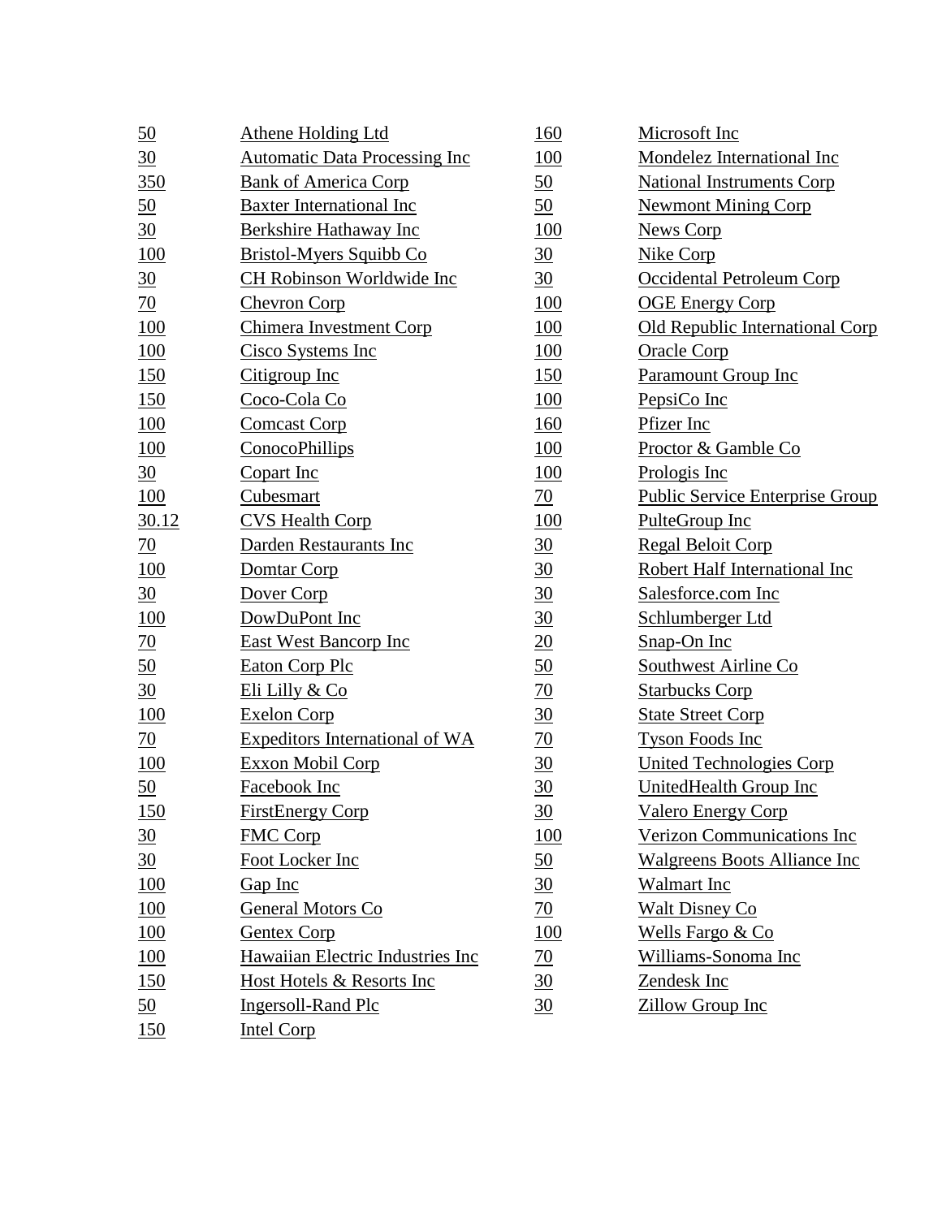| | |
|---|---|
| 50 | Athene Holding Ltd |
| 30 | Automatic Data Processing Inc |
| 350 | Bank of America Corp |
| 50 | Baxter International Inc |
| 30 | Berkshire Hathaway Inc |
| 100 | Bristol-Myers Squibb Co |
| 30 | CH Robinson Worldwide Inc |
| 70 | Chevron Corp |
| 100 | Chimera Investment Corp |
| 100 | Cisco Systems Inc |
| 150 | Citigroup Inc |
| 150 | Coco-Cola Co |
| 100 | Comcast Corp |
| 100 | ConocoPhillips |
| 30 | Copart Inc |
| 100 | Cubesmart |
| 30.12 | CVS Health Corp |
| 70 | Darden Restaurants Inc |
| 100 | Domtar Corp |
| 30 | Dover Corp |
| 100 | DowDuPont Inc |
| 70 | East West Bancorp Inc |
| 50 | Eaton Corp Plc |
| 30 | Eli Lilly & Co |
| 100 | Exelon Corp |
| 70 | Expeditors International of WA |
| 100 | Exxon Mobil Corp |
| 50 | Facebook Inc |
| 150 | FirstEnergy Corp |
| 30 | FMC Corp |
| 30 | Foot Locker Inc |
| 100 | Gap Inc |
| 100 | General Motors Co |
| 100 | Gentex Corp |
| 100 | Hawaiian Electric Industries Inc |
| 150 | Host Hotels & Resorts Inc |
| 50 | Ingersoll-Rand Plc |
| 150 | Intel Corp |
| 160 | Microsoft Inc |
| 100 | Mondelez International Inc |
| 50 | National Instruments Corp |
| 50 | Newmont Mining Corp |
| 100 | News Corp |
| 30 | Nike Corp |
| 30 | Occidental Petroleum Corp |
| 100 | OGE Energy Corp |
| 100 | Old Republic International Corp |
| 100 | Oracle Corp |
| 150 | Paramount Group Inc |
| 100 | PepsiCo Inc |
| 160 | Pfizer Inc |
| 100 | Proctor & Gamble Co |
| 100 | Prologis Inc |
| 70 | Public Service Enterprise Group |
| 100 | PulteGroup Inc |
| 30 | Regal Beloit Corp |
| 30 | Robert Half International Inc |
| 30 | Salesforce.com Inc |
| 30 | Schlumberger Ltd |
| 20 | Snap-On Inc |
| 50 | Southwest Airline Co |
| 70 | Starbucks Corp |
| 30 | State Street Corp |
| 70 | Tyson Foods Inc |
| 30 | United Technologies Corp |
| 30 | UnitedHealth Group Inc |
| 30 | Valero Energy Corp |
| 100 | Verizon Communications Inc |
| 50 | Walgreens Boots Alliance Inc |
| 30 | Walmart Inc |
| 70 | Walt Disney Co |
| 100 | Wells Fargo & Co |
| 70 | Williams-Sonoma Inc |
| 30 | Zendesk Inc |
| 30 | Zillow Group Inc |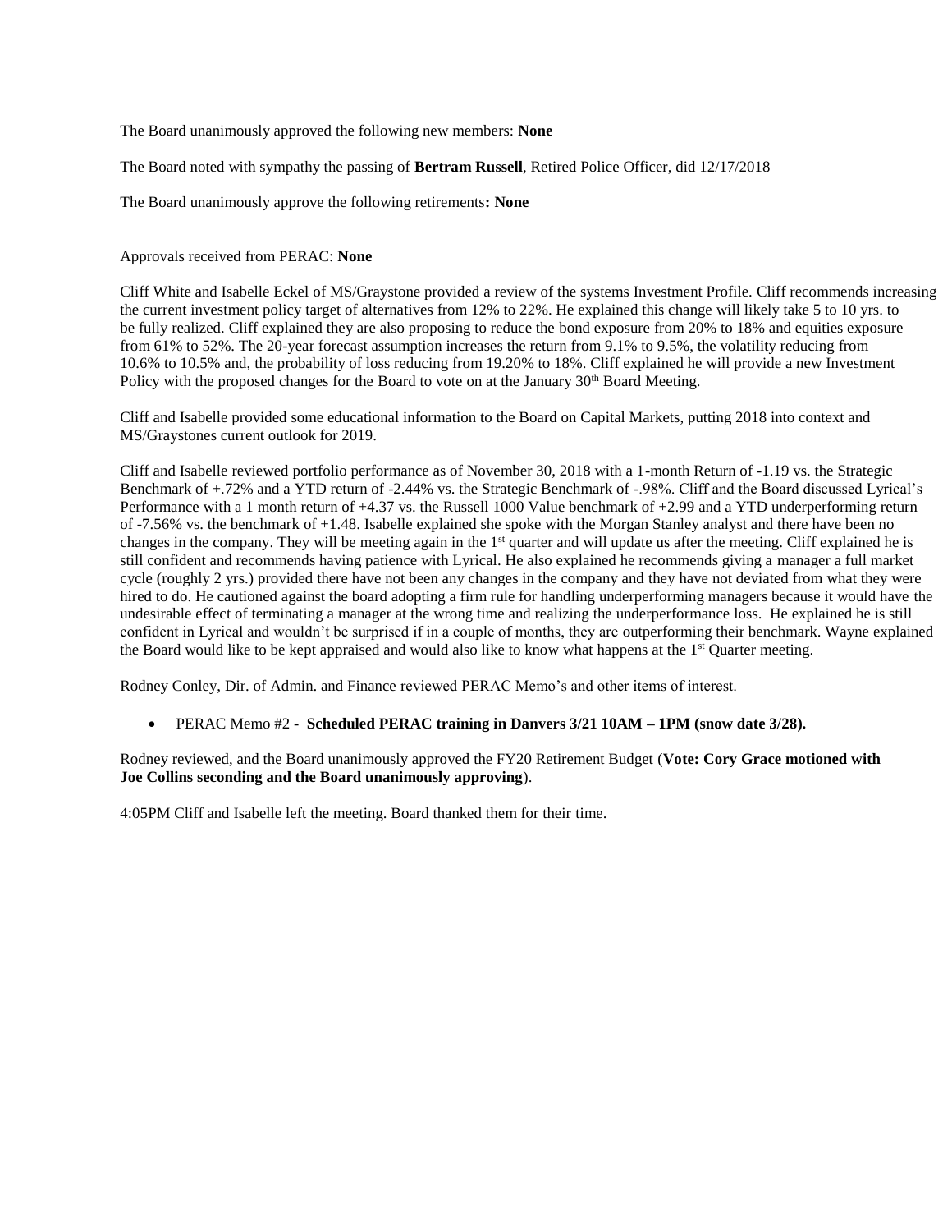The Board unanimously approved the following new members: **None**

The Board noted with sympathy the passing of **Bertram Russell**, Retired Police Officer, did 12/17/2018

The Board unanimously approve the following retirements**: None**

Approvals received from PERAC: **None**

Cliff White and Isabelle Eckel of MS/Graystone provided a review of the systems Investment Profile. Cliff recommends increasing the current investment policy target of alternatives from 12% to 22%. He explained this change will likely take 5 to 10 yrs. to be fully realized. Cliff explained they are also proposing to reduce the bond exposure from 20% to 18% and equities exposure from 61% to 52%. The 20-year forecast assumption increases the return from 9.1% to 9.5%, the volatility reducing from 10.6% to 10.5% and, the probability of loss reducing from 19.20% to 18%. Cliff explained he will provide a new Investment Policy with the proposed changes for the Board to vote on at the January 30th Board Meeting.

Cliff and Isabelle provided some educational information to the Board on Capital Markets, putting 2018 into context and MS/Graystones current outlook for 2019.

Cliff and Isabelle reviewed portfolio performance as of November 30, 2018 with a 1-month Return of -1.19 vs. the Strategic Benchmark of +.72% and a YTD return of -2.44% vs. the Strategic Benchmark of -.98%. Cliff and the Board discussed Lyrical's Performance with a 1 month return of +4.37 vs. the Russell 1000 Value benchmark of +2.99 and a YTD underperforming return of -7.56% vs. the benchmark of +1.48. Isabelle explained she spoke with the Morgan Stanley analyst and there have been no changes in the company. They will be meeting again in the 1st quarter and will update us after the meeting. Cliff explained he is still confident and recommends having patience with Lyrical. He also explained he recommends giving a manager a full market cycle (roughly 2 yrs.) provided there have not been any changes in the company and they have not deviated from what they were hired to do. He cautioned against the board adopting a firm rule for handling underperforming managers because it would have the undesirable effect of terminating a manager at the wrong time and realizing the underperformance loss. He explained he is still confident in Lyrical and wouldn't be surprised if in a couple of months, they are outperforming their benchmark. Wayne explained the Board would like to be kept appraised and would also like to know what happens at the 1st Quarter meeting.

Rodney Conley, Dir. of Admin. and Finance reviewed PERAC Memo's and other items of interest.

- PERAC Memo #2 - **Scheduled PERAC training in Danvers 3/21 10AM – 1PM (snow date 3/28).**

Rodney reviewed, and the Board unanimously approved the FY20 Retirement Budget (**Vote: Cory Grace motioned with Joe Collins seconding and the Board unanimously approving**).

4:05PM Cliff and Isabelle left the meeting. Board thanked them for their time.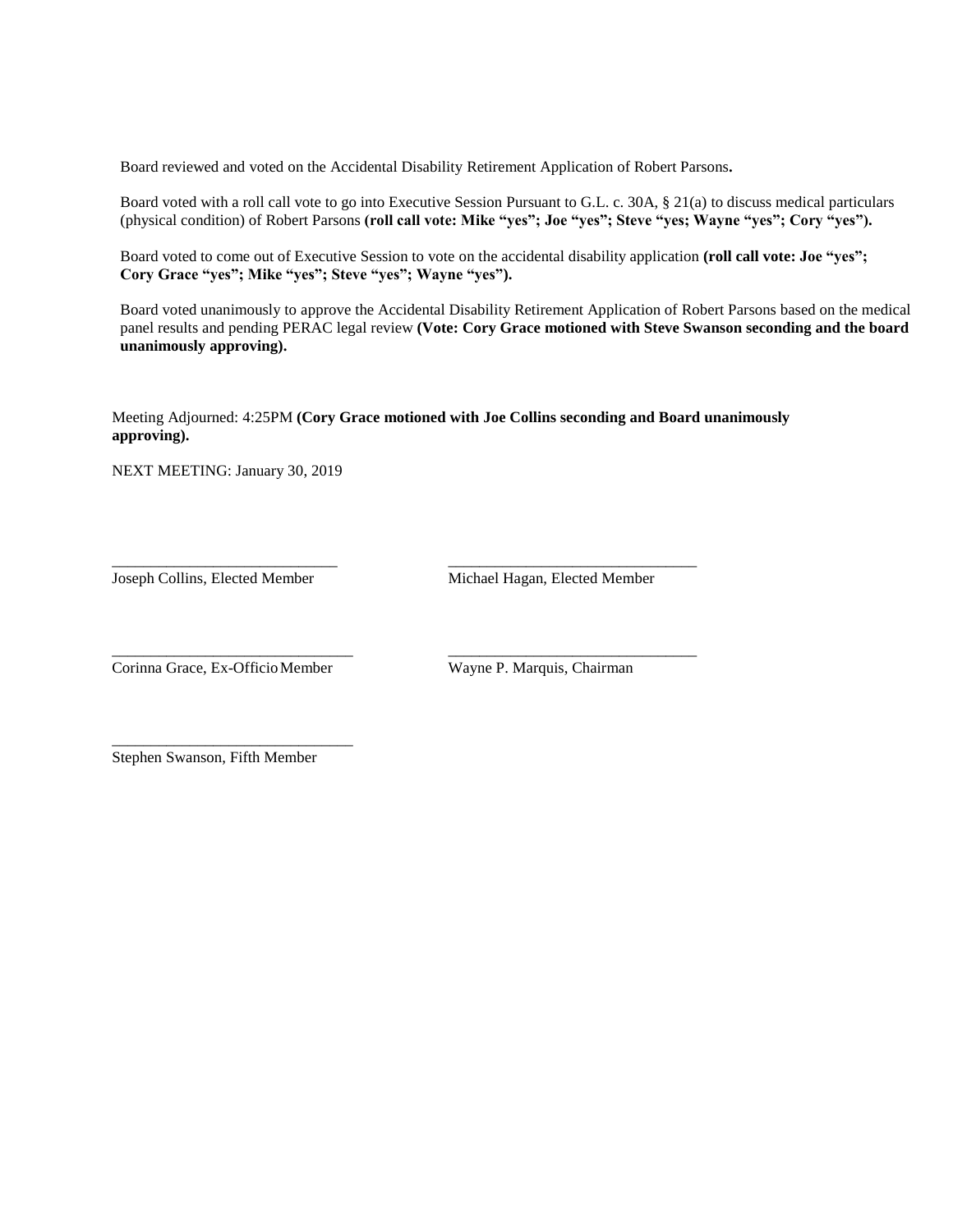Board reviewed and voted on the Accidental Disability Retirement Application of Robert Parsons**.**

Board voted with a roll call vote to go into Executive Session Pursuant to G.L. c. 30A, § 21(a) to discuss medical particulars (physical condition) of Robert Parsons **(roll call vote: Mike "yes"; Joe "yes"; Steve "yes; Wayne "yes"; Cory "yes").**

Board voted to come out of Executive Session to vote on the accidental disability application **(roll call vote: Joe "yes"; Cory Grace "yes"; Mike "yes"; Steve "yes"; Wayne "yes").**

Board voted unanimously to approve the Accidental Disability Retirement Application of Robert Parsons based on the medical panel results and pending PERAC legal review **(Vote: Cory Grace motioned with Steve Swanson seconding and the board unanimously approving).**

Meeting Adjourned: 4:25PM **(Cory Grace motioned with Joe Collins seconding and Board unanimously approving).**

NEXT MEETING: January 30, 2019

_____________________________
Joseph Collins, Elected Member

_____________________________
Michael Hagan, Elected Member

_____________________________
Corinna Grace, Ex-Officio Member

_____________________________
Wayne P. Marquis, Chairman

_____________________________
Stephen Swanson, Fifth Member